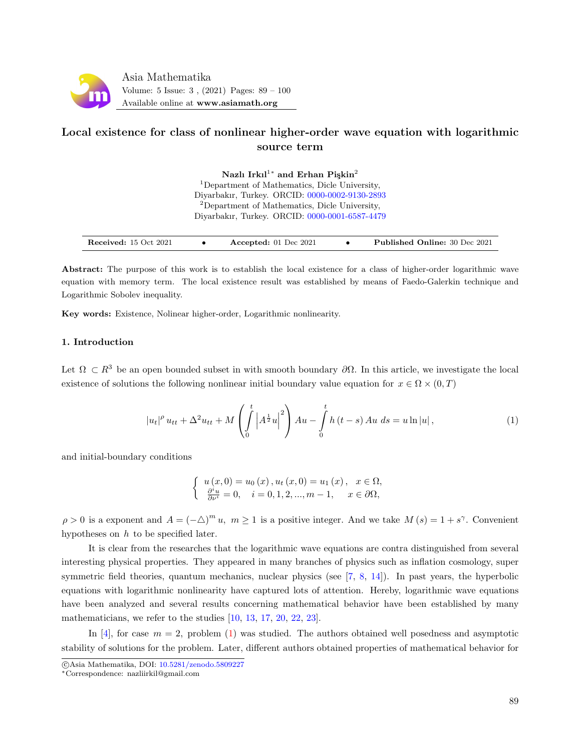# Local existence for class of nonlinear higher-order wave equation with logarithmic source term

**Nazlı Irkıl**[1*] **and Erhan Pişkin**[2]

[1]Department of Mathematics, Dicle University, Diyarbakır, Turkey. ORCID: 0000-0002-9130-2893

[2]Department of Mathematics, Dicle University, Diyarbakır, Turkey. ORCID: 0000-0001-6587-4479

| **Received:** 15 Oct 2021 | • | **Accepted:** 01 Dec 2021 | • | **Published Online:** 30 Dec 2021 |
|---|---|---|---|---|

**Abstract:** The purpose of this work is to establish the local existence for a class of higher-order logarithmic wave equation with memory term. The local existence result was established by means of Faedo-Galerkin technique and Logarithmic Sobolev inequality.

**Key words:** Existence, Nolinear higher-order, Logarithmic nonlinearity.

### 1. Introduction

Let $\Omega \subset R^3$ be an open bounded subset in with smooth boundary $\partial\Omega$. In this article, we investigate the local existence of solutions the following nonlinear initial boundary value equation for $x \in \Omega \times (0,T)$

$$|u_t|^\rho u_{tt} + \Delta^2 u_{tt} + M\left(\int_0^t \left|A^{\frac{1}{2}}u\right|^2\right) Au - \int_0^t h(t-s)\, Au \; ds = u \ln|u|, \tag{1}$$

and initial-boundary conditions

$$\begin{cases} u(x,0) = u_0(x), u_t(x,0) = u_1(x), & x \in \Omega, \\ \frac{\partial^i u}{\partial \nu^i} = 0, \quad i = 0,1,2,...,m-1, & x \in \partial\Omega, \end{cases}$$

$\rho > 0$ is a exponent and $A = (-\triangle)^m u$, $m \geq 1$ is a positive integer. And we take $M(s) = 1 + s^\gamma$. Convenient hypotheses on $h$ to be specified later.

It is clear from the researches that the logarithmic wave equations are contra distinguished from several interesting physical properties. They appeared in many branches of physics such as inflation cosmology, super symmetric field theories, quantum mechanics, nuclear physics (see [7, 8, 14]). In past years, the hyperbolic equations with logarithmic nonlinearity have captured lots of attention. Hereby, logarithmic wave equations have been analyzed and several results concerning mathematical behavior have been established by many mathematicians, we refer to the studies [10, 13, 17, 20, 22, 23].

In [4], for case $m = 2$, problem (1) was studied. The authors obtained well posedness and asymptotic stability of solutions for the problem. Later, different authors obtained properties of mathematical behavior for

©Asia Mathematika, DOI: 10.5281/zenodo.5809227

*Correspondence: nazliirkil@gmail.com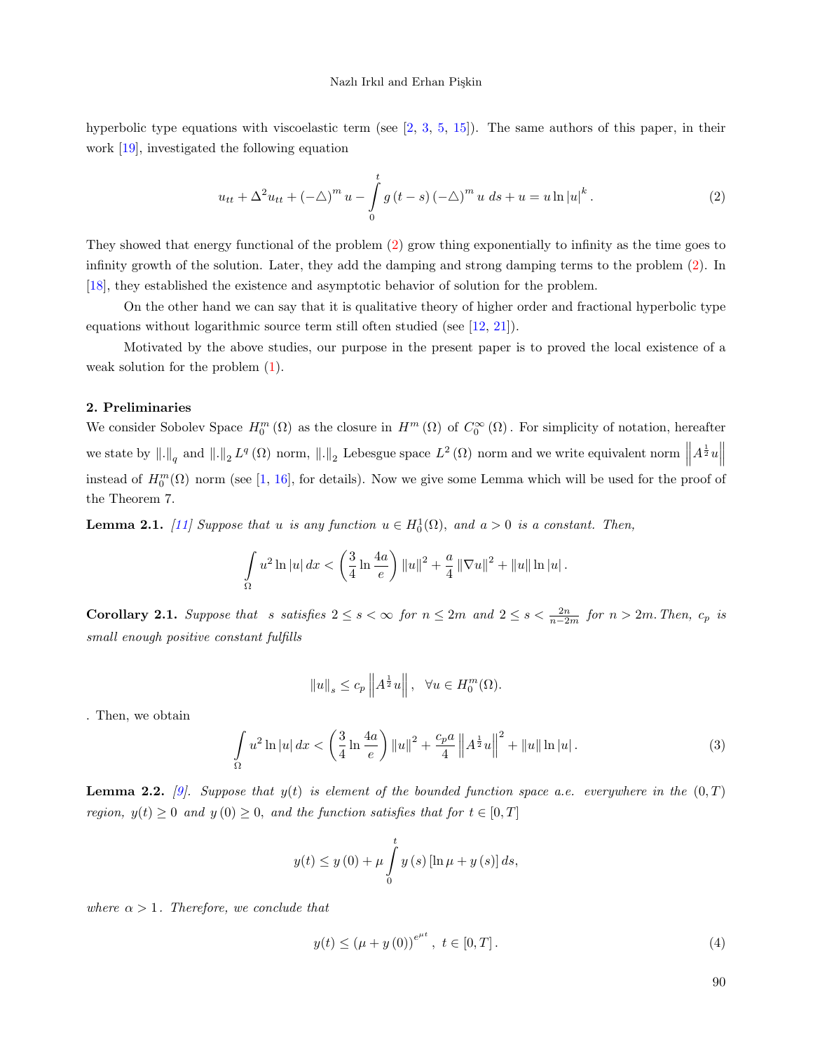hyperbolic type equations with viscoelastic term (see [2, 3, 5, 15]). The same authors of this paper, in their work [19], investigated the following equation

$$u_{tt} + \Delta^2 u_{tt} + (-\triangle)^m u - \int_0^t g(t-s)(-\triangle)^m u \, ds + u = u \ln |u|^k. \tag{2}$$

They showed that energy functional of the problem (2) grow thing exponentially to infinity as the time goes to infinity growth of the solution. Later, they add the damping and strong damping terms to the problem (2). In [18], they established the existence and asymptotic behavior of solution for the problem.

On the other hand we can say that it is qualitative theory of higher order and fractional hyperbolic type equations without logarithmic source term still often studied (see [12, 21]).

Motivated by the above studies, our purpose in the present paper is to proved the local existence of a weak solution for the problem (1).

**2. Preliminaries**

We consider Sobolev Space $H_0^m(\Omega)$ as the closure in $H^m(\Omega)$ of $C_0^\infty(\Omega)$. For simplicity of notation, hereafter we state by $\|.\|_q$ and $\|.\|_2$ $L^q(\Omega)$ norm, $\|.\|_2$ Lebesgue space $L^2(\Omega)$ norm and we write equivalent norm $\left\|A^{\frac{1}{2}}u\right\|$ instead of $H_0^m(\Omega)$ norm (see [1, 16], for details). Now we give some Lemma which will be used for the proof of the Theorem 7.

**Lemma 2.1.** *[11] Suppose that $u$ is any function $u \in H_0^1(\Omega)$, and $a > 0$ is a constant. Then,*

$$\int_\Omega u^2 \ln |u| \, dx < \left(\frac{3}{4} \ln \frac{4a}{e}\right) \|u\|^2 + \frac{a}{4} \|\nabla u\|^2 + \|u\| \ln |u|.$$

**Corollary 2.1.** *Suppose that $s$ satisfies $2 \leq s < \infty$ for $n \leq 2m$ and $2 \leq s < \frac{2n}{n-2m}$ for $n > 2m$. Then, $c_p$ is small enough positive constant fulfills*

$$\|u\|_s \leq c_p \left\|A^{\frac{1}{2}}u\right\|, \quad \forall u \in H_0^m(\Omega).$$

. Then, we obtain

$$\int_\Omega u^2 \ln |u| \, dx < \left(\frac{3}{4} \ln \frac{4a}{e}\right) \|u\|^2 + \frac{c_p a}{4} \left\|A^{\frac{1}{2}}u\right\|^2 + \|u\| \ln |u|. \tag{3}$$

**Lemma 2.2.** *[9]. Suppose that $y(t)$ is element of the bounded function space a.e. everywhere in the $(0,T)$ region, $y(t) \geq 0$ and $y(0) \geq 0$, and the function satisfies that for $t \in [0,T]$*

$$y(t) \leq y(0) + \mu \int_0^t y(s) \left[\ln \mu + y(s)\right] ds,$$

*where $\alpha > 1$. Therefore, we conclude that*

$$y(t) \leq (\mu + y(0))^{e^{\mu t}}, \; t \in [0,T]. \tag{4}$$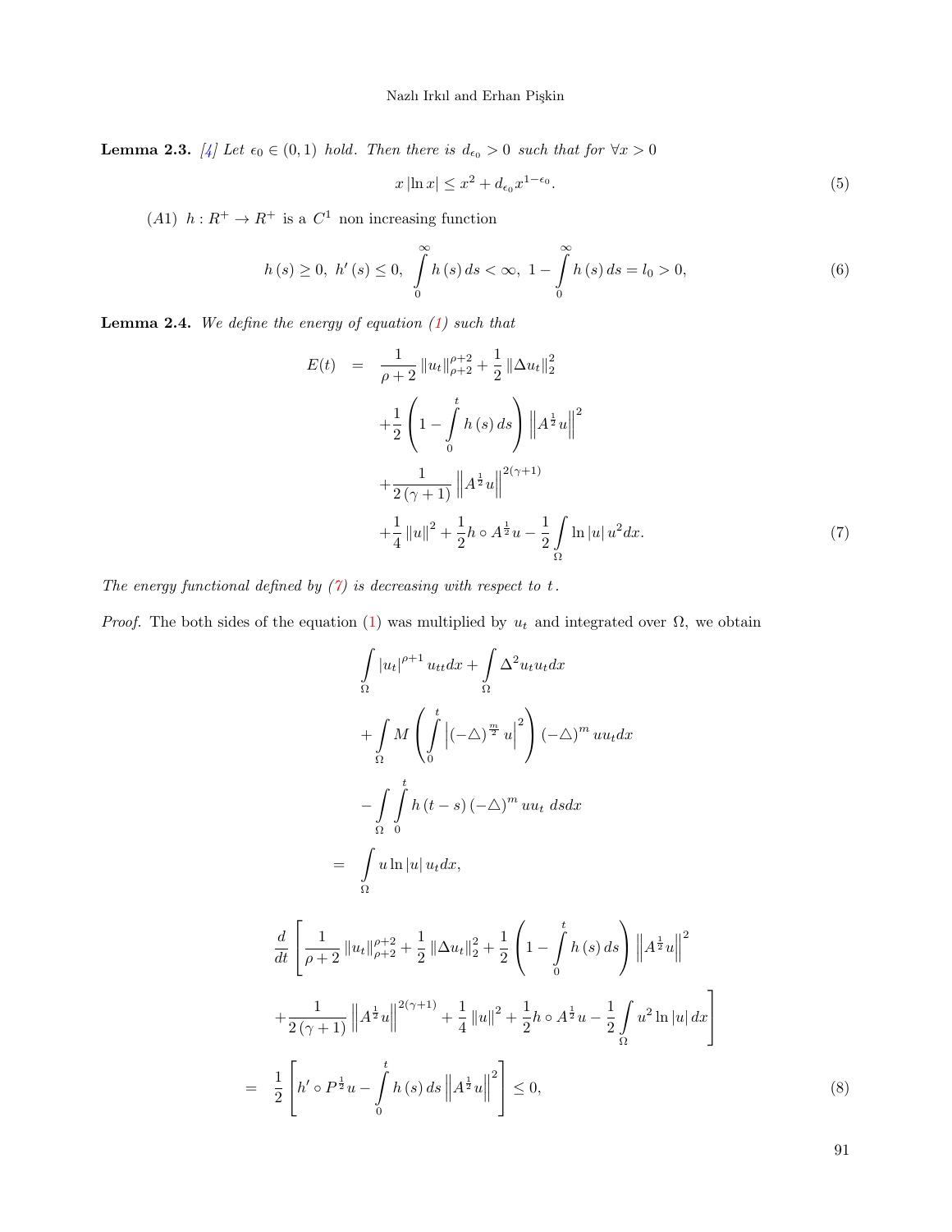**Lemma 2.3.** [4] *Let $\epsilon_0 \in (0,1)$ hold. Then there is $d_{\epsilon_0} > 0$ such that for $\forall x > 0$*

$$x\left|\ln x\right| \leq x^2 + d_{\epsilon_0} x^{1-\epsilon_0}. \tag{5}$$

$(A1)$ $h : R^+ \to R^+$ is a $C^1$ non increasing function

$$h(s) \geq 0,\ h'(s) \leq 0,\ \int_0^\infty h(s)\,ds < \infty,\ 1 - \int_0^\infty h(s)\,ds = l_0 > 0, \tag{6}$$

**Lemma 2.4.** *We define the energy of equation (1) such that*

$$\begin{aligned} E(t) &= \frac{1}{\rho+2}\left\|u_t\right\|_{\rho+2}^{\rho+2} + \frac{1}{2}\left\|\Delta u_t\right\|_2^2 \\ &\quad + \frac{1}{2}\left(1 - \int_0^t h(s)\,ds\right)\left\|A^{\frac{1}{2}}u\right\|^2 \\ &\quad + \frac{1}{2(\gamma+1)}\left\|A^{\frac{1}{2}}u\right\|^{2(\gamma+1)} \\ &\quad + \frac{1}{4}\left\|u\right\|^2 + \frac{1}{2}h \circ A^{\frac{1}{2}}u - \frac{1}{2}\int_\Omega \ln|u|\,u^2 dx. \end{aligned} \tag{7}$$

*The energy functional defined by (7) is decreasing with respect to $t$.*

*Proof.* The both sides of the equation (1) was multiplied by $u_t$ and integrated over $\Omega$, we obtain

$$\begin{aligned} &\int_\Omega \left|u_t\right|^{\rho+1} u_{tt}dx + \int_\Omega \Delta^2 u_t u_t dx \\ &+ \int_\Omega M\left(\int_0^t \left|(-\triangle)^{\frac{m}{2}} u\right|^2\right)(-\triangle)^m u u_t dx \\ &- \int_\Omega \int_0^t h(t-s)(-\triangle)^m u u_t\ ds dx \\ =\ & \int_\Omega u \ln|u|\, u_t dx, \end{aligned}$$

$$\begin{aligned} &\frac{d}{dt}\left[\frac{1}{\rho+2}\left\|u_t\right\|_{\rho+2}^{\rho+2} + \frac{1}{2}\left\|\Delta u_t\right\|_2^2 + \frac{1}{2}\left(1 - \int_0^t h(s)\,ds\right)\left\|A^{\frac{1}{2}}u\right\|^2\right. \\ &\left. + \frac{1}{2(\gamma+1)}\left\|A^{\frac{1}{2}}u\right\|^{2(\gamma+1)} + \frac{1}{4}\left\|u\right\|^2 + \frac{1}{2}h \circ A^{\frac{1}{2}}u - \frac{1}{2}\int_\Omega u^2 \ln|u|\,dx\right] \\ =\ & \frac{1}{2}\left[h' \circ P^{\frac{1}{2}}u - \int_0^t h(s)\,ds\left\|A^{\frac{1}{2}}u\right\|^2\right] \leq 0, \end{aligned} \tag{8}$$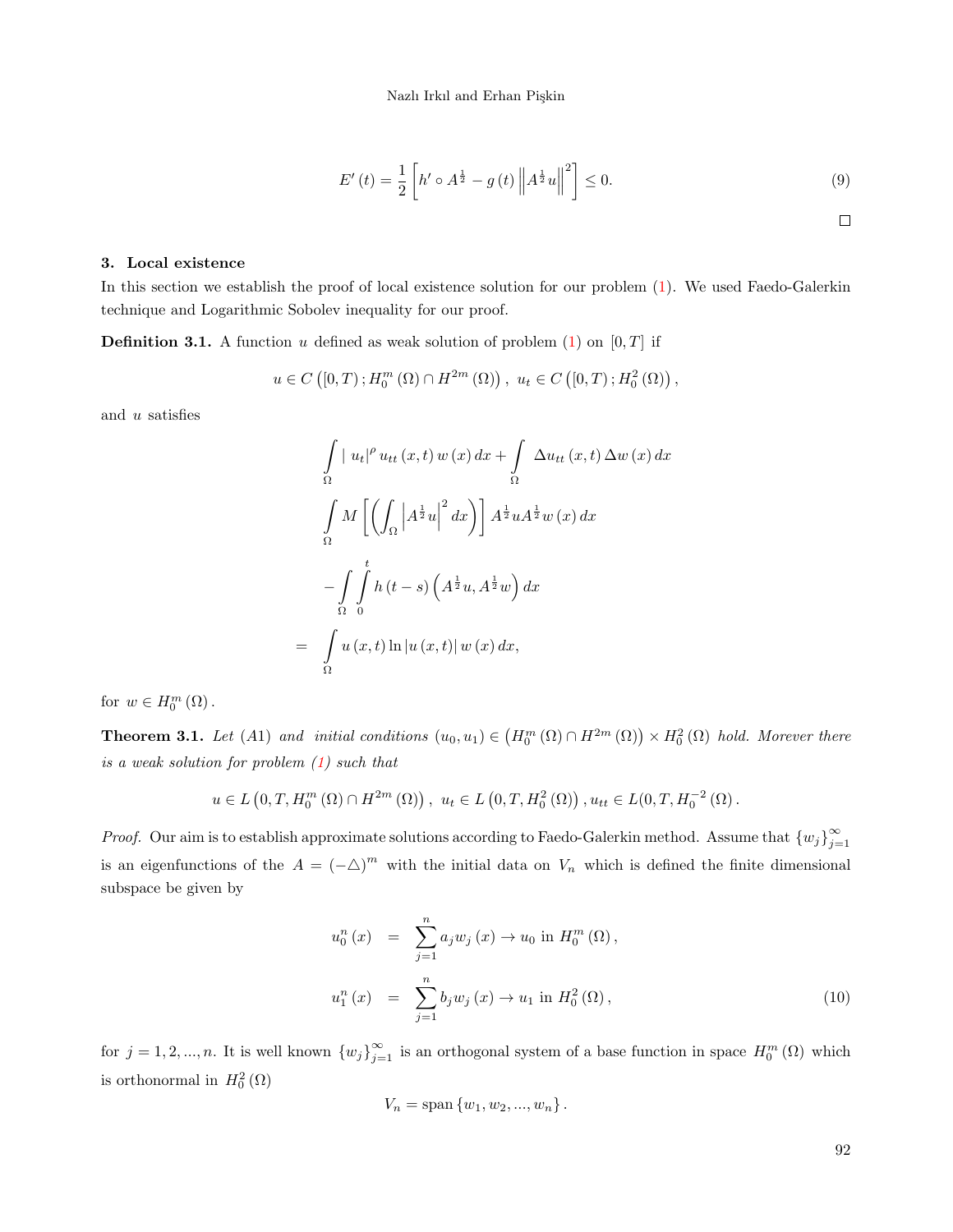$$
E'(t) = \frac{1}{2}\left[h' \circ A^{\frac{1}{2}} - g(t)\left\|A^{\frac{1}{2}}u\right\|^2\right] \leq 0. \tag{9}
$$

□

## 3. Local existence

In this section we establish the proof of local existence solution for our problem (1). We used Faedo-Galerkin technique and Logarithmic Sobolev inequality for our proof.

**Definition 3.1.** A function $u$ defined as weak solution of problem (1) on $[0,T]$ if

$$
u \in C\left([0,T); H_0^m(\Omega) \cap H^{2m}(\Omega)\right),\ u_t \in C\left([0,T); H_0^2(\Omega)\right),
$$

and $u$ satisfies

$$
\begin{aligned}
& \int_\Omega |\ u_t|^\rho\, u_{tt}(x,t)\, w(x)\, dx + \int_\Omega\ \Delta u_{tt}(x,t)\, \Delta w(x)\, dx \\
& \int_\Omega M\left[\left(\int_\Omega \left|A^{\frac{1}{2}}u\right|^2 dx\right)\right] A^{\frac{1}{2}}uA^{\frac{1}{2}}w(x)\, dx \\
& - \int_\Omega \int_0^t h(t-s)\left(A^{\frac{1}{2}}u, A^{\frac{1}{2}}w\right) dx \\
= & \int_\Omega u(x,t)\ln|u(x,t)|\, w(x)\, dx,
\end{aligned}
$$

for $w \in H_0^m(\Omega)$.

**Theorem 3.1.** *Let $(A1)$ and initial conditions $(u_0,u_1) \in \left(H_0^m(\Omega) \cap H^{2m}(\Omega)\right) \times H_0^2(\Omega)$ hold. Morever there is a weak solution for problem (1) such that*

$$
u \in L\left(0,T, H_0^m(\Omega) \cap H^{2m}(\Omega)\right),\ u_t \in L\left(0,T, H_0^2(\Omega)\right), u_{tt} \in L(0,T, H_0^{-2}(\Omega)).
$$

*Proof.* Our aim is to establish approximate solutions according to Faedo-Galerkin method. Assume that $\{w_j\}_{j=1}^\infty$ is an eigenfunctions of the $A = (-\triangle)^m$ with the initial data on $V_n$ which is defined the finite dimensional subspace be given by

$$
\begin{aligned}
u_0^n(x) &= \sum_{j=1}^n a_j w_j(x) \to u_0 \text{ in } H_0^m(\Omega), \\
u_1^n(x) &= \sum_{j=1}^n b_j w_j(x) \to u_1 \text{ in } H_0^2(\Omega),
\end{aligned} \tag{10}
$$

for $j = 1,2,...,n$. It is well known $\{w_j\}_{j=1}^\infty$ is an orthogonal system of a base function in space $H_0^m(\Omega)$ which is orthonormal in $H_0^2(\Omega)$

$$
V_n = \operatorname{span}\{w_1, w_2, ..., w_n\}.
$$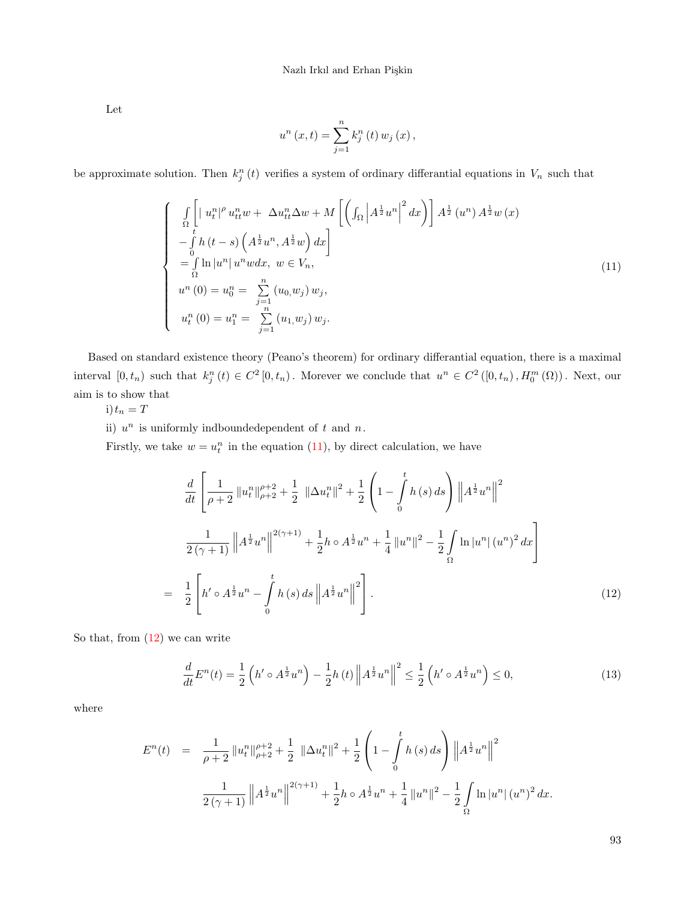Let

$$u^n(x,t)=\sum_{j=1}^{n}k_j^n(t)\,w_j(x),$$

be approximate solution. Then $k_j^n(t)$ verifies a system of ordinary differantial equations in $V_n$ such that

$$\begin{cases}
\int_\Omega \Bigg[ |\, u_t^n|^\rho\, u_{tt}^n w + \ \Delta u_{tt}^n \Delta w + M\left[\left(\int_\Omega \left|A^{\frac{1}{2}}u^n\right|^2 dx\right)\right] A^{\frac{1}{2}}(u^n)\, A^{\frac{1}{2}} w(x) \\
-\int_0^t h(t-s)\left(A^{\frac{1}{2}}u^n, A^{\frac{1}{2}}w\right) dx\Bigg] \\
=\int_\Omega \ln|u^n|\, u^n w dx,\ \ w\in V_n, \\
u^n(0)=u_0^n=\ \sum_{j=1}^{n}(u_{0,}w_j)\, w_j, \\
u_t^n(0)=u_1^n=\ \sum_{j=1}^{n}(u_{1,}w_j)\, w_j.
\end{cases} \tag{11}$$

Based on standard existence theory (Peano's theorem) for ordinary differantial equation, there is a maximal interval $[0,t_n)$ such that $k_j^n(t)\in C^2[0,t_n)$. Morever we conclude that $u^n\in C^2([0,t_n), H_0^m(\Omega))$. Next, our aim is to show that

i) $t_n=T$

ii) $u^n$ is uniformly indboundedependent of $t$ and $n$.

Firstly, we take $w=u_t^n$ in the equation (11), by direct calculation, we have

$$\begin{aligned}
&\frac{d}{dt}\Bigg[\frac{1}{\rho+2}\|u_t^n\|_{\rho+2}^{\rho+2}+\frac{1}{2}\ \|\Delta u_t^n\|^2+\frac{1}{2}\left(1-\int_0^t h(s)\,ds\right)\left\|A^{\frac{1}{2}}u^n\right\|^2 \\
&\frac{1}{2(\gamma+1)}\left\|A^{\frac{1}{2}}u^n\right\|^{2(\gamma+1)}+\frac{1}{2}h\circ A^{\frac{1}{2}}u^n+\frac{1}{4}\|u^n\|^2-\frac{1}{2}\int_\Omega \ln|u^n|\,(u^n)^2\,dx\Bigg] \\
=\ &\frac{1}{2}\left[h'\circ A^{\frac{1}{2}}u^n-\int_0^t h(s)\,ds\left\|A^{\frac{1}{2}}u^n\right\|^2\right].
\end{aligned} \tag{12}$$

So that, from (12) we can write

$$\frac{d}{dt}E^n(t)=\frac{1}{2}\left(h'\circ A^{\frac{1}{2}}u^n\right)-\frac{1}{2}h(t)\left\|A^{\frac{1}{2}}u^n\right\|^2\le\frac{1}{2}\left(h'\circ A^{\frac{1}{2}}u^n\right)\le 0, \tag{13}$$

where

$$\begin{aligned}
E^n(t)\ =\ &\frac{1}{\rho+2}\|u_t^n\|_{\rho+2}^{\rho+2}+\frac{1}{2}\ \|\Delta u_t^n\|^2+\frac{1}{2}\left(1-\int_0^t h(s)\,ds\right)\left\|A^{\frac{1}{2}}u^n\right\|^2 \\
&\frac{1}{2(\gamma+1)}\left\|A^{\frac{1}{2}}u^n\right\|^{2(\gamma+1)}+\frac{1}{2}h\circ A^{\frac{1}{2}}u^n+\frac{1}{4}\|u^n\|^2-\frac{1}{2}\int_\Omega \ln|u^n|\,(u^n)^2\,dx.
\end{aligned}$$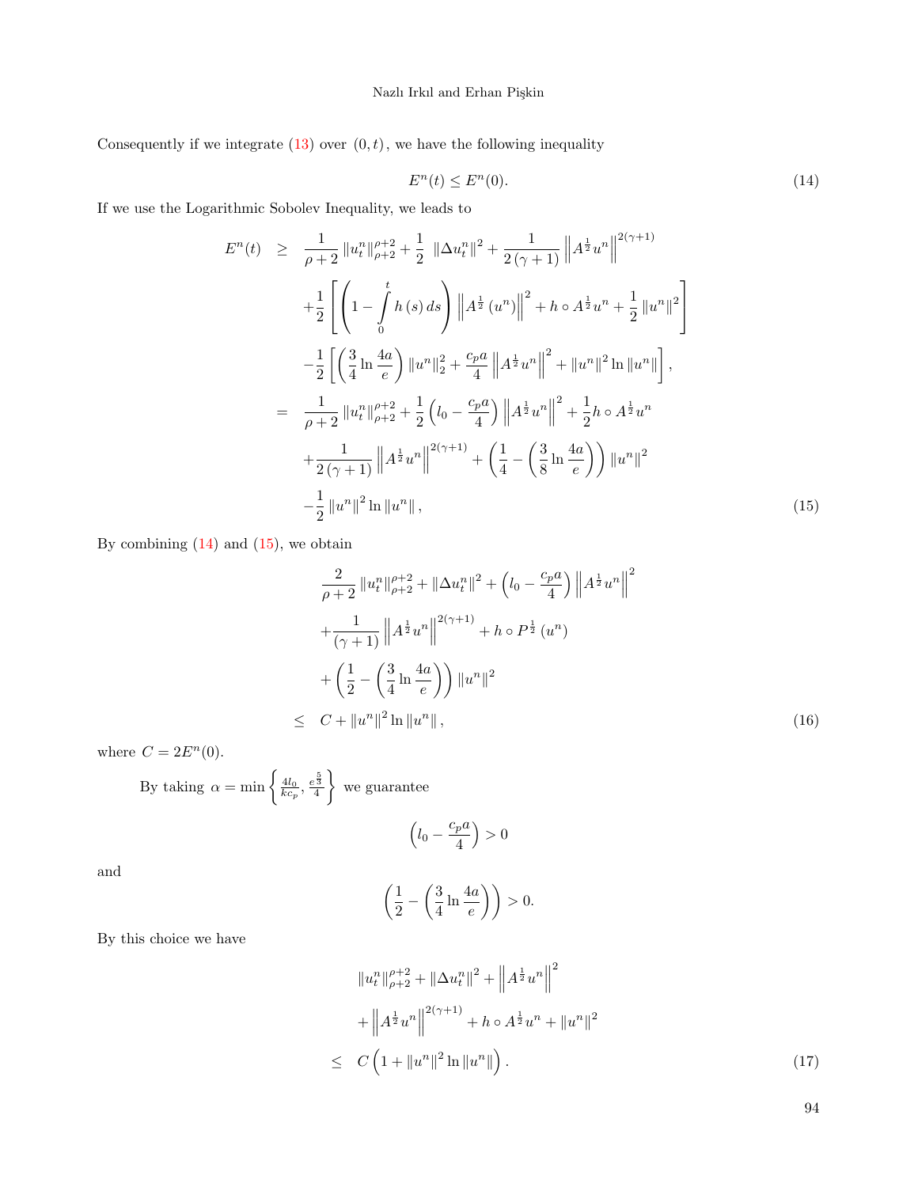Consequently if we integrate (13) over $(0,t)$, we have the following inequality

$$E^n(t) \leq E^n(0). \tag{14}$$

If we use the Logarithmic Sobolev Inequality, we leads to

$$\begin{aligned}
E^n(t) \geq\ & \frac{1}{\rho+2}\left\|u_t^n\right\|_{\rho+2}^{\rho+2}+\frac{1}{2}\ \left\|\Delta u_t^n\right\|^2+\frac{1}{2(\gamma+1)}\left\|A^{\frac{1}{2}}u^n\right\|^{2(\gamma+1)} \\
& +\frac{1}{2}\left[\left(1-\int_0^t h(s)\,ds\right)\left\|A^{\frac{1}{2}}(u^n)\right\|^2+h\circ A^{\frac{1}{2}}u^n+\frac{1}{2}\left\|u^n\right\|^2\right] \\
& -\frac{1}{2}\left[\left(\frac{3}{4}\ln\frac{4a}{e}\right)\left\|u^n\right\|_2^2+\frac{c_p a}{4}\left\|A^{\frac{1}{2}}u^n\right\|^2+\left\|u^n\right\|^2\ln\left\|u^n\right\|\right], \\
=\ & \frac{1}{\rho+2}\left\|u_t^n\right\|_{\rho+2}^{\rho+2}+\frac{1}{2}\left(l_0-\frac{c_p a}{4}\right)\left\|A^{\frac{1}{2}}u^n\right\|^2+\frac{1}{2}h\circ A^{\frac{1}{2}}u^n \\
& +\frac{1}{2(\gamma+1)}\left\|A^{\frac{1}{2}}u^n\right\|^{2(\gamma+1)}+\left(\frac{1}{4}-\left(\frac{3}{8}\ln\frac{4a}{e}\right)\right)\left\|u^n\right\|^2 \\
& -\frac{1}{2}\left\|u^n\right\|^2\ln\left\|u^n\right\|,
\end{aligned} \tag{15}$$

By combining (14) and (15), we obtain

$$\begin{aligned}
& \frac{2}{\rho+2}\left\|u_t^n\right\|_{\rho+2}^{\rho+2}+\left\|\Delta u_t^n\right\|^2+\left(l_0-\frac{c_p a}{4}\right)\left\|A^{\frac{1}{2}}u^n\right\|^2 \\
& +\frac{1}{(\gamma+1)}\left\|A^{\frac{1}{2}}u^n\right\|^{2(\gamma+1)}+h\circ P^{\frac{1}{2}}(u^n) \\
& +\left(\frac{1}{2}-\left(\frac{3}{4}\ln\frac{4a}{e}\right)\right)\left\|u^n\right\|^2 \\
\leq\ & C+\left\|u^n\right\|^2\ln\left\|u^n\right\|,
\end{aligned} \tag{16}$$

where $C=2E^n(0)$.

By taking $\alpha=\min\left\{\frac{4l_0}{kc_p},\frac{e^{\frac{5}{3}}}{4}\right\}$ we guarantee

$$\left(l_0-\frac{c_p a}{4}\right)>0$$

and

$$\left(\frac{1}{2}-\left(\frac{3}{4}\ln\frac{4a}{e}\right)\right)>0.$$

By this choice we have

$$\begin{aligned}
& \left\|u_t^n\right\|_{\rho+2}^{\rho+2}+\left\|\Delta u_t^n\right\|^2+\left\|A^{\frac{1}{2}}u^n\right\|^2 \\
& +\left\|A^{\frac{1}{2}}u^n\right\|^{2(\gamma+1)}+h\circ A^{\frac{1}{2}}u^n+\left\|u^n\right\|^2 \\
\leq\ & C\left(1+\left\|u^n\right\|^2\ln\left\|u^n\right\|\right).
\end{aligned} \tag{17}$$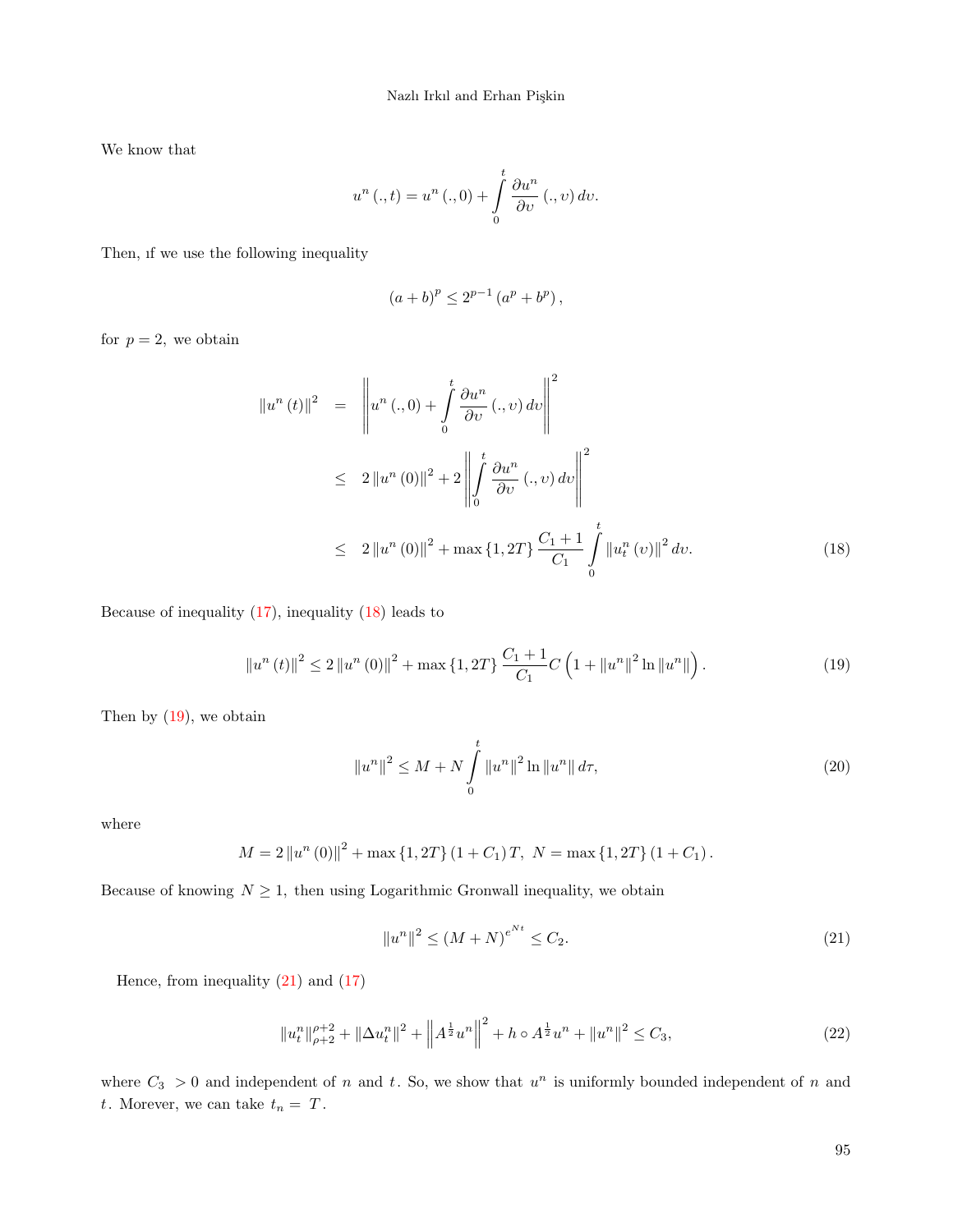We know that

$$u^n(.,t) = u^n(.,0) + \int_0^t \frac{\partial u^n}{\partial \upsilon}(.,\upsilon)\,d\upsilon.$$

Then, ıf we use the following inequality

$$(a+b)^p \leq 2^{p-1}(a^p + b^p),$$

for $p=2,$ we obtain

$$\begin{aligned}
\|u^n(t)\|^2 &= \left\| u^n(.,0) + \int_0^t \frac{\partial u^n}{\partial \upsilon}(.,\upsilon)\,d\upsilon \right\|^2 \\
&\leq 2\|u^n(0)\|^2 + 2\left\| \int_0^t \frac{\partial u^n}{\partial \upsilon}(.,\upsilon)\,d\upsilon \right\|^2 \\
&\leq 2\|u^n(0)\|^2 + \max\{1, 2T\}\frac{C_1+1}{C_1}\int_0^t \|u_t^n(\upsilon)\|^2\,d\upsilon. \qquad (18)
\end{aligned}$$

Because of inequality (17), inequality (18) leads to

$$\|u^n(t)\|^2 \leq 2\|u^n(0)\|^2 + \max\{1, 2T\}\frac{C_1+1}{C_1}C\left(1 + \|u^n\|^2 \ln\|u^n\|\right). \qquad (19)$$

Then by (19), we obtain

$$\|u^n\|^2 \leq M + N\int_0^t \|u^n\|^2 \ln\|u^n\|\,d\tau, \qquad (20)$$

where

$$M = 2\|u^n(0)\|^2 + \max\{1, 2T\}(1+C_1)T, \ N = \max\{1, 2T\}(1+C_1).$$

Because of knowing $N \geq 1,$ then using Logarithmic Gronwall inequality, we obtain

$$\|u^n\|^2 \leq (M+N)^{e^{Nt}} \leq C_2. \qquad (21)$$

Hence, from inequality (21) and (17)

$$\|u_t^n\|_{\rho+2}^{\rho+2} + \|\Delta u_t^n\|^2 + \left\|A^{\frac{1}{2}}u^n\right\|^2 + h \circ A^{\frac{1}{2}}u^n + \|u^n\|^2 \leq C_3, \qquad (22)$$

where $C_3 > 0$ and independent of $n$ and $t$. So, we show that $u^n$ is uniformly bounded independent of $n$ and $t$. Morever, we can take $t_n = T$.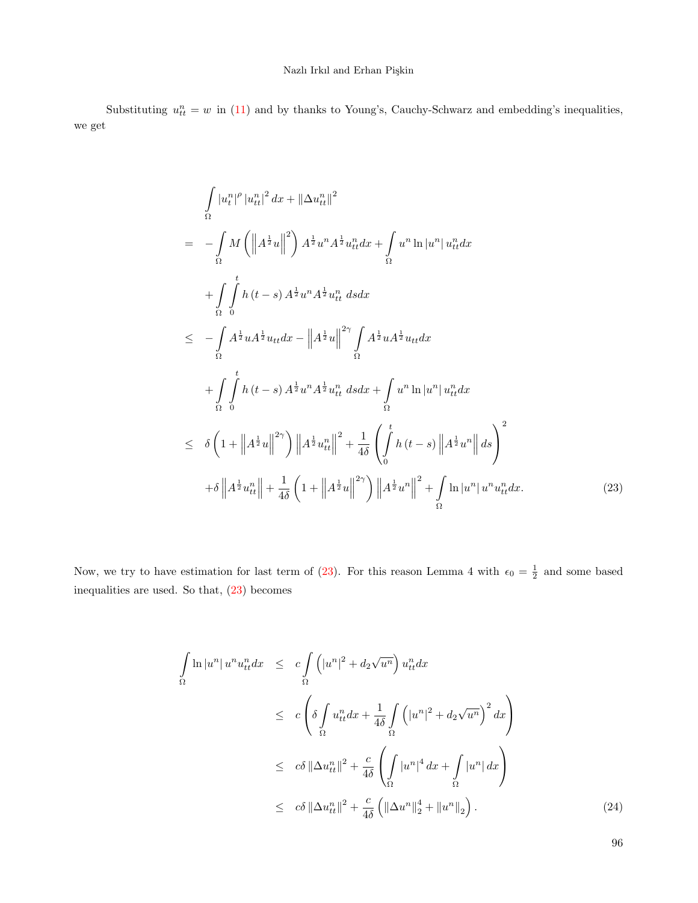Substituting $u_{tt}^n = w$ in (11) and by thanks to Young's, Cauchy-Schwarz and embedding's inequalities, we get

$$
\begin{aligned}
&\int_\Omega |u_t^n|^\rho |u_{tt}^n|^2 dx + \|\Delta u_{tt}^n\|^2 \\
=& -\int_\Omega M\left(\left\|A^{\frac{1}{2}}u\right\|^2\right) A^{\frac{1}{2}}u^n A^{\frac{1}{2}}u_{tt}^n dx + \int_\Omega u^n \ln|u^n| u_{tt}^n dx \\
&+ \int_\Omega \int_0^t h(t-s) A^{\frac{1}{2}}u^n A^{\frac{1}{2}}u_{tt}^n \, ds dx \\
\leq& -\int_\Omega A^{\frac{1}{2}}u A^{\frac{1}{2}}u_{tt} dx - \left\|A^{\frac{1}{2}}u\right\|^{2\gamma} \int_\Omega A^{\frac{1}{2}}u A^{\frac{1}{2}}u_{tt} dx \\
&+ \int_\Omega \int_0^t h(t-s) A^{\frac{1}{2}}u^n A^{\frac{1}{2}}u_{tt}^n \, ds dx + \int_\Omega u^n \ln|u^n| u_{tt}^n dx \\
\leq& \ \delta\left(1 + \left\|A^{\frac{1}{2}}u\right\|^{2\gamma}\right)\left\|A^{\frac{1}{2}}u_{tt}^n\right\|^2 + \frac{1}{4\delta}\left(\int_0^t h(t-s)\left\|A^{\frac{1}{2}}u^n\right\| ds\right)^2 \\
&+ \delta\left\|A^{\frac{1}{2}}u_{tt}^n\right\| + \frac{1}{4\delta}\left(1 + \left\|A^{\frac{1}{2}}u\right\|^{2\gamma}\right)\left\|A^{\frac{1}{2}}u^n\right\|^2 + \int_\Omega \ln|u^n| u^n u_{tt}^n dx. \qquad (23)
\end{aligned}
$$

Now, we try to have estimation for last term of (23). For this reason Lemma 4 with $\epsilon_0 = \frac{1}{2}$ and some based inequalities are used. So that, (23) becomes

$$
\begin{aligned}
\int_\Omega \ln|u^n| u^n u_{tt}^n dx &\leq c\int_\Omega \left(|u^n|^2 + d_2\sqrt{u^n}\right) u_{tt}^n dx \\
&\leq c\left(\delta \int_\Omega u_{tt}^n dx + \frac{1}{4\delta}\int_\Omega \left(|u^n|^2 + d_2\sqrt{u^n}\right)^2 dx\right) \\
&\leq c\delta\|\Delta u_{tt}^n\|^2 + \frac{c}{4\delta}\left(\int_\Omega |u^n|^4 dx + \int_\Omega |u^n| dx\right) \\
&\leq c\delta\|\Delta u_{tt}^n\|^2 + \frac{c}{4\delta}\left(\|\Delta u^n\|_2^4 + \|u^n\|_2\right). \qquad (24)
\end{aligned}
$$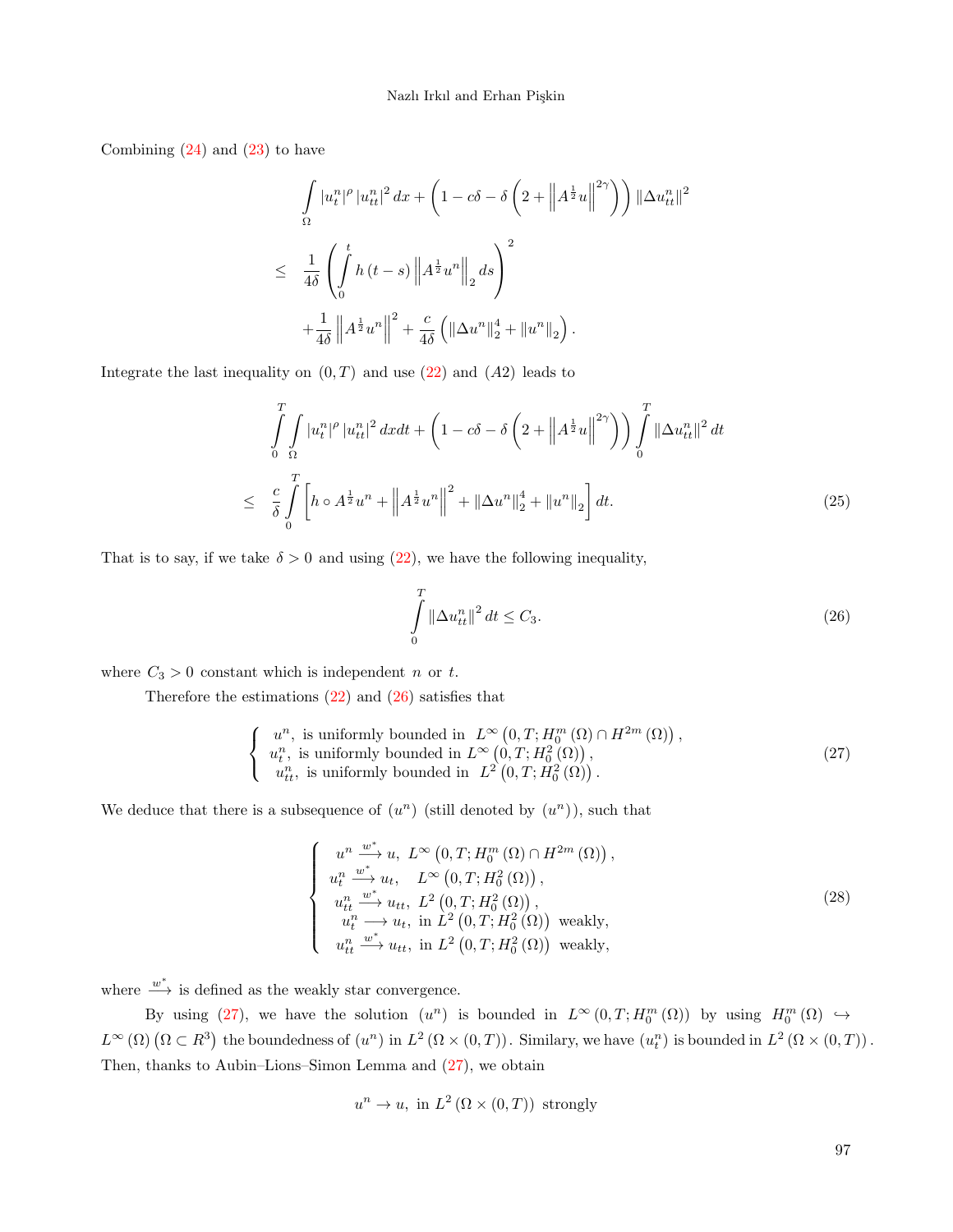Combining (24) and (23) to have

$$
\begin{aligned}
&\int_{\Omega} |u_t^n|^{\rho} |u_{tt}^n|^2 dx + \left(1 - c\delta - \delta\left(2 + \left\|A^{\frac{1}{2}}u\right\|^{2\gamma}\right)\right) \|\Delta u_{tt}^n\|^2 \\
\leq\ & \frac{1}{4\delta}\left(\int_0^t h(t-s)\left\|A^{\frac{1}{2}}u^n\right\|_2 ds\right)^2 \\
&+ \frac{1}{4\delta}\left\|A^{\frac{1}{2}}u^n\right\|^2 + \frac{c}{4\delta}\left(\|\Delta u^n\|_2^4 + \|u^n\|_2\right).
\end{aligned}
$$

Integrate the last inequality on $(0,T)$ and use (22) and $(A2)$ leads to

$$
\begin{aligned}
&\int_0^T \int_{\Omega} |u_t^n|^{\rho} |u_{tt}^n|^2 dxdt + \left(1 - c\delta - \delta\left(2 + \left\|A^{\frac{1}{2}}u\right\|^{2\gamma}\right)\right) \int_0^T \|\Delta u_{tt}^n\|^2 dt \\
\leq\ & \frac{c}{\delta}\int_0^T \left[h \circ A^{\frac{1}{2}}u^n + \left\|A^{\frac{1}{2}}u^n\right\|^2 + \|\Delta u^n\|_2^4 + \|u^n\|_2\right] dt. \qquad (25)
\end{aligned}
$$

That is to say, if we take $\delta > 0$ and using (22), we have the following inequality,

$$
\int_0^T \|\Delta u_{tt}^n\|^2 dt \leq C_3. \qquad (26)
$$

where $C_3 > 0$ constant which is independent $n$ or $t$.

Therefore the estimations (22) and (26) satisfies that

$$
\begin{cases}
u^n, \text{ is uniformly bounded in } L^{\infty}\left(0,T; H_0^m(\Omega) \cap H^{2m}(\Omega)\right), \\
u_t^n, \text{ is uniformly bounded in } L^{\infty}\left(0,T; H_0^2(\Omega)\right), \\
u_{tt}^n, \text{ is uniformly bounded in } L^2\left(0,T; H_0^2(\Omega)\right).
\end{cases} \qquad (27)
$$

We deduce that there is a subsequence of $(u^n)$ (still denoted by $(u^n)$), such that

$$
\begin{cases}
u^n \xrightarrow{w^*} u, \ L^{\infty}\left(0,T; H_0^m(\Omega) \cap H^{2m}(\Omega)\right), \\
u_t^n \xrightarrow{w^*} u_t, \quad L^{\infty}\left(0,T; H_0^2(\Omega)\right), \\
u_{tt}^n \xrightarrow{w^*} u_{tt}, \ L^2\left(0,T; H_0^2(\Omega)\right), \\
u_t^n \longrightarrow u_t, \text{ in } L^2\left(0,T; H_0^2(\Omega)\right) \text{ weakly}, \\
u_{tt}^n \xrightarrow{w^*} u_{tt}, \text{ in } L^2\left(0,T; H_0^2(\Omega)\right) \text{ weakly},
\end{cases} \qquad (28)
$$

where $\xrightarrow{w^*}$ is defined as the weakly star convergence.

By using (27), we have the solution $(u^n)$ is bounded in $L^{\infty}(0,T; H_0^m(\Omega))$ by using $H_0^m(\Omega) \hookrightarrow L^{\infty}(\Omega)$ $(\Omega \subset R^3)$ the boundedness of $(u^n)$ in $L^2(\Omega \times (0,T))$. Similary, we have $(u_t^n)$ is bounded in $L^2(\Omega \times (0,T))$. Then, thanks to Aubin–Lions–Simon Lemma and (27), we obtain

$$
u^n \to u, \text{ in } L^2(\Omega \times (0,T)) \text{ strongly}
$$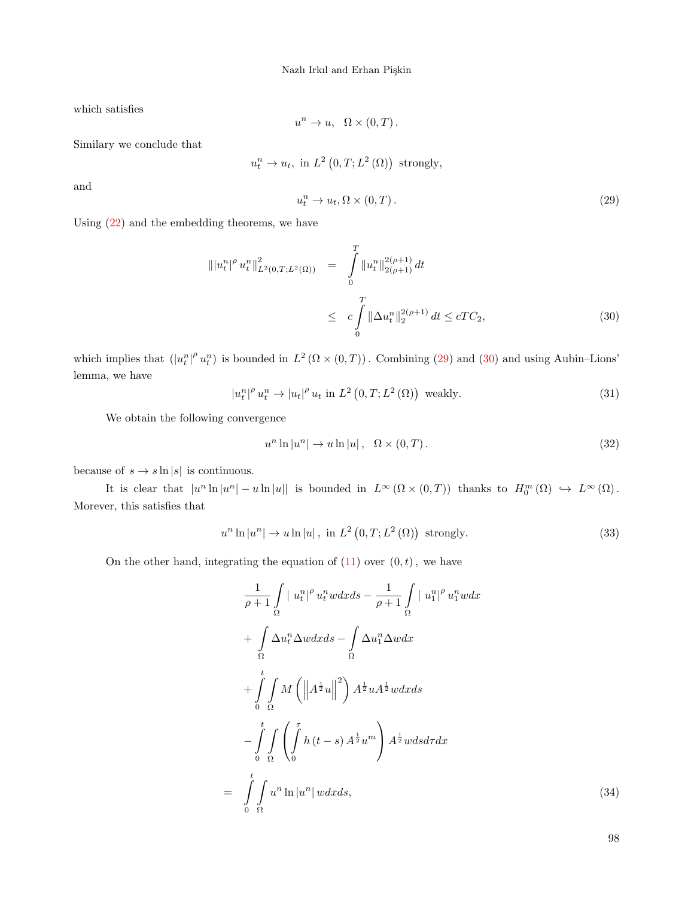which satisfies

$$u^n \to u, \quad \Omega \times (0,T).$$

Similary we conclude that

$$u_t^n \to u_t, \text{ in } L^2\left(0,T;L^2(\Omega)\right) \text{ strongly,}$$

and

$$u_t^n \to u_t, \Omega \times (0,T). \tag{29}$$

Using (22) and the embedding theorems, we have

$$\begin{aligned}
\left\| |u_t^n|^\rho u_t^n \right\|_{L^2(0,T;L^2(\Omega))}^2 &= \int_0^T \|u_t^n\|_{2(\rho+1)}^{2(\rho+1)} dt \\
&\leq c \int_0^T \|\Delta u_t^n\|_2^{2(\rho+1)} dt \leq cTC_2,
\end{aligned} \tag{30}$$

which implies that $\left(|u_t^n|^\rho u_t^n\right)$ is bounded in $L^2(\Omega \times (0,T))$. Combining (29) and (30) and using Aubin–Lions' lemma, we have

$$|u_t^n|^\rho u_t^n \to |u_t|^\rho u_t \text{ in } L^2\left(0,T;L^2(\Omega)\right) \text{ weakly.} \tag{31}$$

We obtain the following convergence

$$u^n \ln|u^n| \to u \ln|u|, \quad \Omega \times (0,T). \tag{32}$$

because of $s \to s\ln|s|$ is continuous.

It is clear that $|u^n \ln|u^n| - u\ln|u||$ is bounded in $L^\infty(\Omega \times (0,T))$ thanks to $H_0^m(\Omega) \hookrightarrow L^\infty(\Omega)$. Morever, this satisfies that

$$u^n \ln|u^n| \to u\ln|u|, \text{ in } L^2\left(0,T;L^2(\Omega)\right) \text{ strongly.} \tag{33}$$

On the other hand, integrating the equation of (11) over $(0,t)$, we have

$$\begin{aligned}
&\frac{1}{\rho+1}\int_\Omega |u_t^n|^\rho u_t^n w dx ds - \frac{1}{\rho+1}\int_\Omega |u_1^n|^\rho u_1^n w dx \\
&+ \int_\Omega \Delta u_t^n \Delta w dx ds - \int_\Omega \Delta u_1^n \Delta w dx \\
&+ \int_0^t \int_\Omega M\left(\left\|A^{\frac{1}{2}}u\right\|^2\right) A^{\frac{1}{2}}u A^{\frac{1}{2}} w dx ds \\
&- \int_0^t \int_\Omega \left(\int_0^\tau h(t-s) A^{\frac{1}{2}}u^m\right) A^{\frac{1}{2}} w ds d\tau dx \\
= &\int_0^t \int_\Omega u^n \ln|u^n| w dx ds,
\end{aligned} \tag{34}$$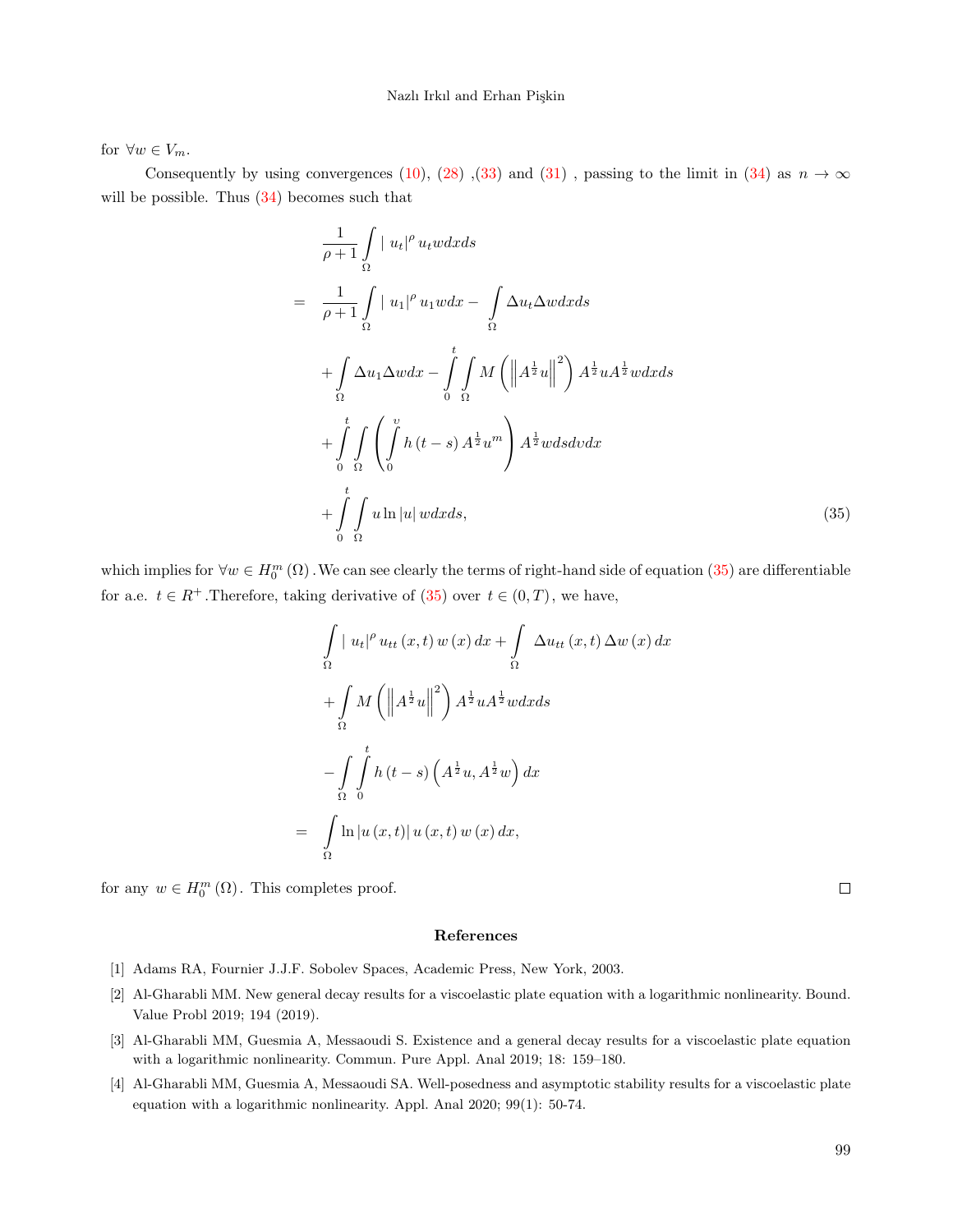for $\forall w \in V_m$.

Consequently by using convergences (10), (28) ,(33) and (31) , passing to the limit in (34) as $n \to \infty$ will be possible. Thus (34) becomes such that

$$
\begin{aligned}
& \frac{1}{\rho+1} \int_{\Omega} \mid u_t|^{\rho} u_t w dx ds \\
= \quad & \frac{1}{\rho+1} \int_{\Omega} \mid u_1|^{\rho} u_1 w dx - \int_{\Omega} \Delta u_t \Delta w dx ds \\
& + \int_{\Omega} \Delta u_1 \Delta w dx - \int_0^t \int_{\Omega} M\left(\left\| A^{\frac{1}{2}} u\right\|^2\right) A^{\frac{1}{2}} u A^{\frac{1}{2}} w dx ds \\
& + \int_0^t \int_{\Omega} \left(\int_0^{\upsilon} h(t-s) A^{\frac{1}{2}} u^m\right) A^{\frac{1}{2}} w ds d\upsilon dx \\
& + \int_0^t \int_{\Omega} u \ln |u| w dx ds, \qquad (35)
\end{aligned}
$$

which implies for $\forall w \in H_0^m(\Omega)$. We can see clearly the terms of right-hand side of equation (35) are differentiable for a.e. $t \in R^+$. Therefore, taking derivative of (35) over $t \in (0,T)$, we have,

$$
\begin{aligned}
& \int_{\Omega} \mid u_t|^{\rho} u_{tt}(x,t) w(x) dx + \int_{\Omega} \Delta u_{tt}(x,t) \Delta w(x) dx \\
& + \int_{\Omega} M\left(\left\| A^{\frac{1}{2}} u\right\|^2\right) A^{\frac{1}{2}} u A^{\frac{1}{2}} w dx ds \\
& - \int_{\Omega} \int_0^t h(t-s) \left(A^{\frac{1}{2}} u, A^{\frac{1}{2}} w\right) dx \\
= \quad & \int_{\Omega} \ln |u(x,t)| u(x,t) w(x) dx,
\end{aligned}
$$

for any $w \in H_0^m(\Omega)$. This completes proof. □

## References

[1] Adams RA, Fournier J.J.F. Sobolev Spaces, Academic Press, New York, 2003.

[2] Al-Gharabli MM. New general decay results for a viscoelastic plate equation with a logarithmic nonlinearity. Bound. Value Probl 2019; 194 (2019).

[3] Al-Gharabli MM, Guesmia A, Messaoudi S. Existence and a general decay results for a viscoelastic plate equation with a logarithmic nonlinearity. Commun. Pure Appl. Anal 2019; 18: 159–180.

[4] Al-Gharabli MM, Guesmia A, Messaoudi SA. Well-posedness and asymptotic stability results for a viscoelastic plate equation with a logarithmic nonlinearity. Appl. Anal 2020; 99(1): 50-74.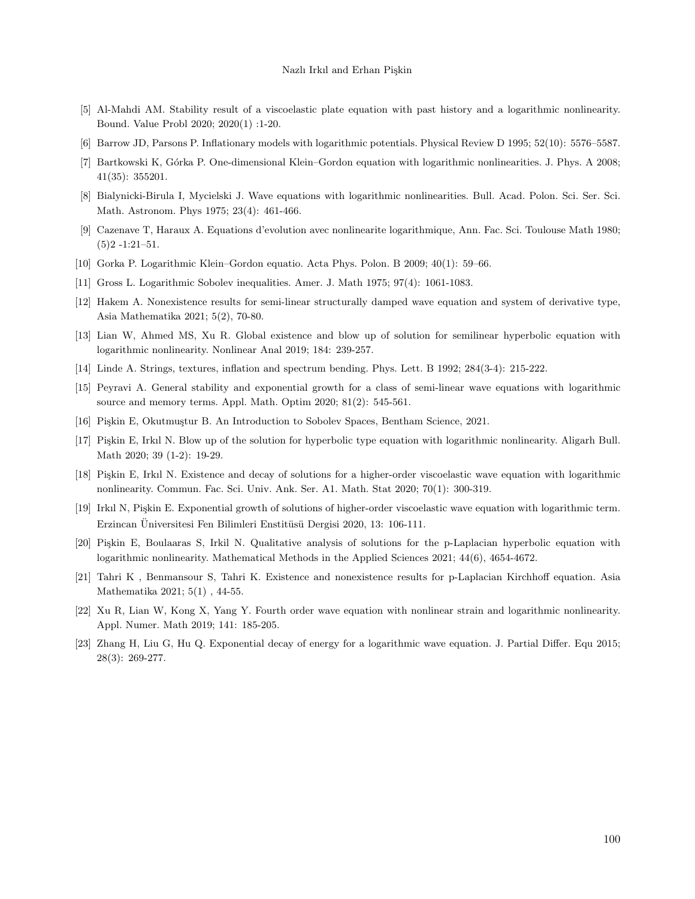[5] Al-Mahdi AM. Stability result of a viscoelastic plate equation with past history and a logarithmic nonlinearity. Bound. Value Probl 2020; 2020(1) :1-20.

[6] Barrow JD, Parsons P. Inflationary models with logarithmic potentials. Physical Review D 1995; 52(10): 5576–5587.

[7] Bartkowski K, Górka P. One-dimensional Klein–Gordon equation with logarithmic nonlinearities. J. Phys. A 2008; 41(35): 355201.

[8] Bialynicki-Birula I, Mycielski J. Wave equations with logarithmic nonlinearities. Bull. Acad. Polon. Sci. Ser. Sci. Math. Astronom. Phys 1975; 23(4): 461-466.

[9] Cazenave T, Haraux A. Equations d'evolution avec nonlinearite logarithmique, Ann. Fac. Sci. Toulouse Math 1980; (5)2 -1:21–51.

[10] Gorka P. Logarithmic Klein–Gordon equatio. Acta Phys. Polon. B 2009; 40(1): 59–66.

[11] Gross L. Logarithmic Sobolev inequalities. Amer. J. Math 1975; 97(4): 1061-1083.

[12] Hakem A. Nonexistence results for semi-linear structurally damped wave equation and system of derivative type, Asia Mathematika 2021; 5(2), 70-80.

[13] Lian W, Ahmed MS, Xu R. Global existence and blow up of solution for semilinear hyperbolic equation with logarithmic nonlinearity. Nonlinear Anal 2019; 184: 239-257.

[14] Linde A. Strings, textures, inflation and spectrum bending. Phys. Lett. B 1992; 284(3-4): 215-222.

[15] Peyravi A. General stability and exponential growth for a class of semi-linear wave equations with logarithmic source and memory terms. Appl. Math. Optim 2020; 81(2): 545-561.

[16] Pişkin E, Okutmuştur B. An Introduction to Sobolev Spaces, Bentham Science, 2021.

[17] Pişkin E, Irkıl N. Blow up of the solution for hyperbolic type equation with logarithmic nonlinearity. Aligarh Bull. Math 2020; 39 (1-2): 19-29.

[18] Pişkin E, Irkıl N. Existence and decay of solutions for a higher-order viscoelastic wave equation with logarithmic nonlinearity. Commun. Fac. Sci. Univ. Ank. Ser. A1. Math. Stat 2020; 70(1): 300-319.

[19] Irkıl N, Pişkin E. Exponential growth of solutions of higher-order viscoelastic wave equation with logarithmic term. Erzincan Üniversitesi Fen Bilimleri Enstitüsü Dergisi 2020, 13: 106-111.

[20] Pişkin E, Boulaaras S, Irkil N. Qualitative analysis of solutions for the p-Laplacian hyperbolic equation with logarithmic nonlinearity. Mathematical Methods in the Applied Sciences 2021; 44(6), 4654-4672.

[21] Tahri K , Benmansour S, Tahri K. Existence and nonexistence results for p-Laplacian Kirchhoff equation. Asia Mathematika 2021; 5(1) , 44-55.

[22] Xu R, Lian W, Kong X, Yang Y. Fourth order wave equation with nonlinear strain and logarithmic nonlinearity. Appl. Numer. Math 2019; 141: 185-205.

[23] Zhang H, Liu G, Hu Q. Exponential decay of energy for a logarithmic wave equation. J. Partial Differ. Equ 2015; 28(3): 269-277.